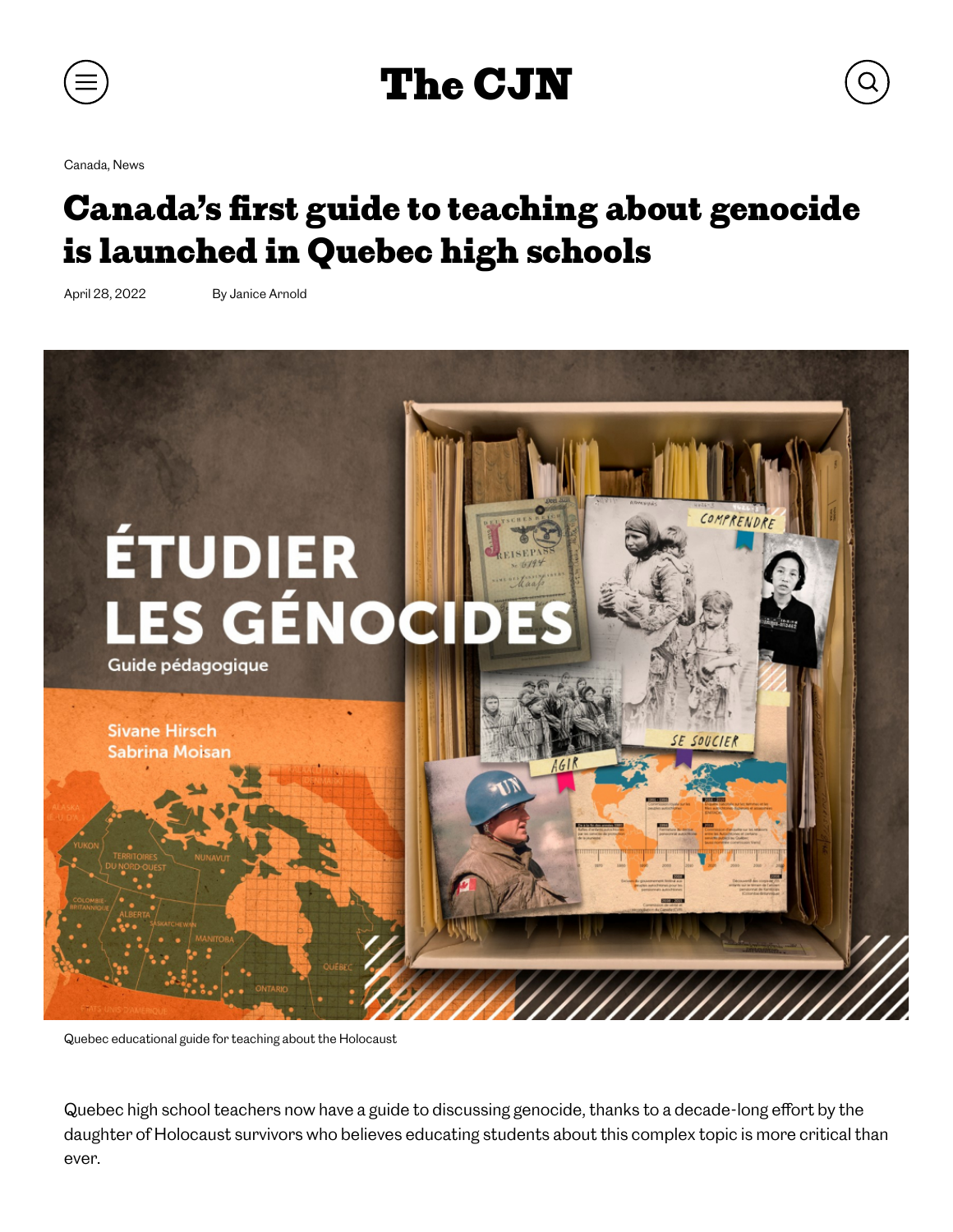Canada, News

# Canada's first guide to teaching about genocide is launched in Quebec high schools

April 28, 2022 By Janice Arnold

Quebec educational guide for teaching about the Holocaust

Quebec high school teachers now have a guide to discussing genocide, thanks to a decade-long effort by the daughter of Holocaust survivors who believes educating students about this complex topic is more critical than ever.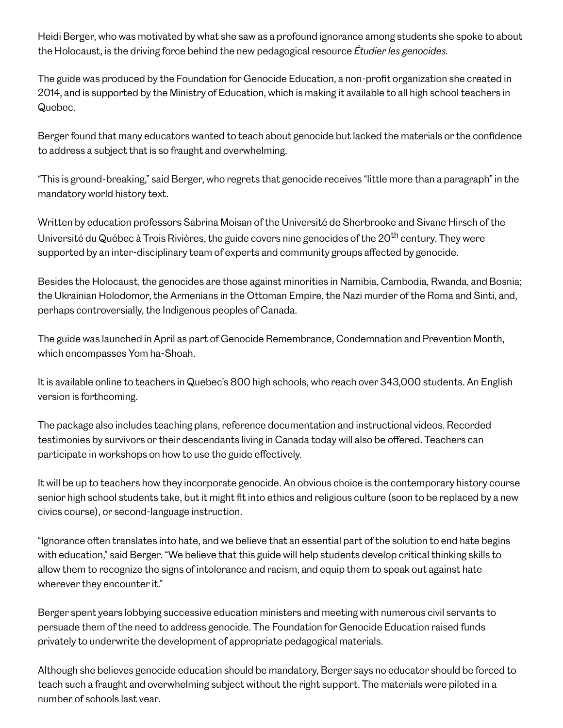Heidi Berger, who was motivated by what she saw as a profound ignorance among students she spoke to about the Holocaust, is the driving force behind the new pedagogical resource *Étudier les genocides*.

The guide was produced by the Foundation for Genocide Education, a non-profit organization she created in 2014, and is supported by the Ministry of Education, which is making it available to all high school teachers in Quebec.

Berger found that many educators wanted to teach about genocide but lacked the materials or the confidence to address a subject that is so fraught and overwhelming.

“This is ground-breaking,” said Berger, who regrets that genocide receives “little more than a paragraph” in the mandatory world history text.

Written by education professors Sabrina Moisan of the Université de Sherbrooke and Sivane Hirsch of the Université du Québec à Trois Rivières, the guide covers nine genocides of the 20th century. They were supported by an inter-disciplinary team of experts and community groups affected by genocide.

Besides the Holocaust, the genocides are those against minorities in Namibia, Cambodia, Rwanda, and Bosnia; the Ukrainian Holodomor, the Armenians in the Ottoman Empire, the Nazi murder of the Roma and Sinti, and, perhaps controversially, the Indigenous peoples of Canada.

The guide was launched in April as part of Genocide Remembrance, Condemnation and Prevention Month, which encompasses Yom ha-Shoah.

It is available online to teachers in Quebec’s 800 high schools, who reach over 343,000 students. An English version is forthcoming.

The package also includes teaching plans, reference documentation and instructional videos. Recorded testimonies by survivors or their descendants living in Canada today will also be offered. Teachers can participate in workshops on how to use the guide effectively.

It will be up to teachers how they incorporate genocide. An obvious choice is the contemporary history course senior high school students take, but it might fit into ethics and religious culture (soon to be replaced by a new civics course), or second-language instruction.

“Ignorance often translates into hate, and we believe that an essential part of the solution to end hate begins with education,” said Berger. “We believe that this guide will help students develop critical thinking skills to allow them to recognize the signs of intolerance and racism, and equip them to speak out against hate wherever they encounter it.”

Berger spent years lobbying successive education ministers and meeting with numerous civil servants to persuade them of the need to address genocide. The Foundation for Genocide Education raised funds privately to underwrite the development of appropriate pedagogical materials.

Although she believes genocide education should be mandatory, Berger says no educator should be forced to teach such a fraught and overwhelming subject without the right support. The materials were piloted in a number of schools last year.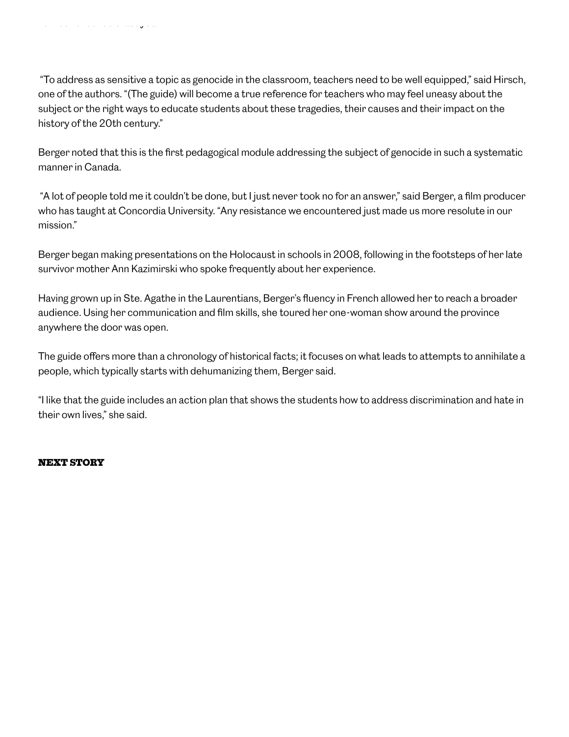"To address as sensitive a topic as genocide in the classroom, teachers need to be well equipped," said Hirsch, one of the authors. "(The guide) will become a true reference for teachers who may feel uneasy about the subject or the right ways to educate students about these tragedies, their causes and their impact on the history of the 20th century."

Berger noted that this is the first pedagogical module addressing the subject of genocide in such a systematic manner in Canada.

"A lot of people told me it couldn't be done, but I just never took no for an answer," said Berger, a film producer who has taught at Concordia University. "Any resistance we encountered just made us more resolute in our mission."

Berger began making presentations on the Holocaust in schools in 2008, following in the footsteps of her late survivor mother Ann Kazimirski who spoke frequently about her experience.

Having grown up in Ste. Agathe in the Laurentians, Berger's fluency in French allowed her to reach a broader audience. Using her communication and film skills, she toured her one-woman show around the province anywhere the door was open.

The guide offers more than a chronology of historical facts; it focuses on what leads to attempts to annihilate a people, which typically starts with dehumanizing them, Berger said.

"I like that the guide includes an action plan that shows the students how to address discrimination and hate in their own lives," she said.

**NEXT STORY**